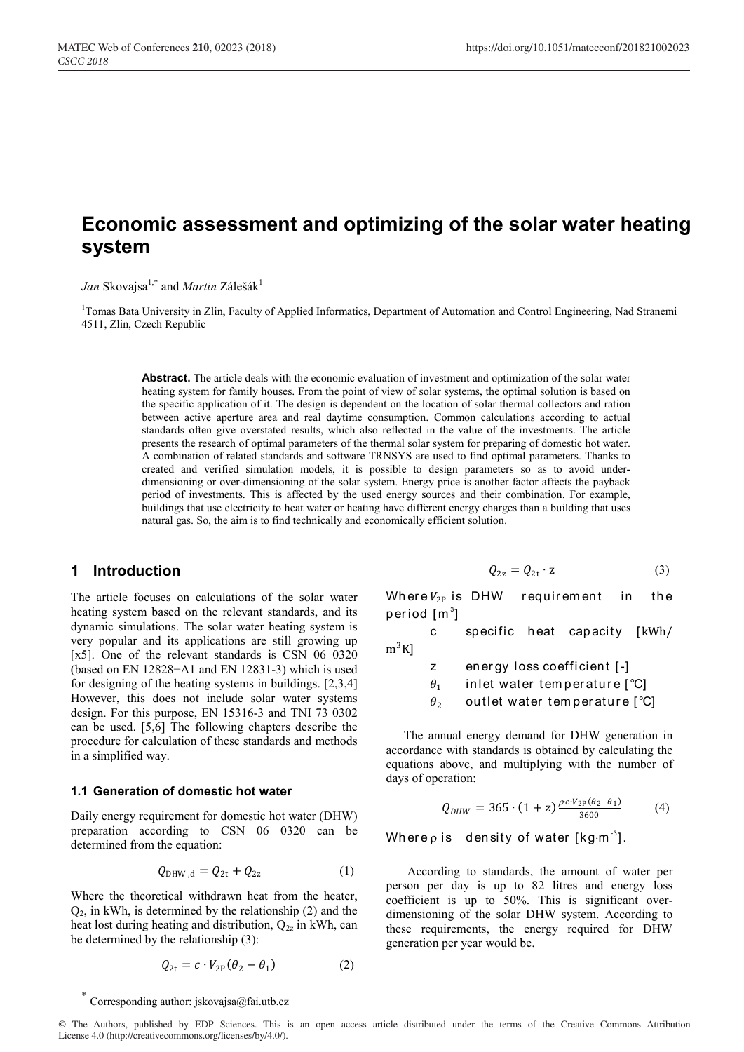# Economic assessment and optimizing of the solar water heating system

*Jan* Skovajsa[1,*] and *Martin* Zálešák[1]

[1]Tomas Bata University in Zlin, Faculty of Applied Informatics, Department of Automation and Control Engineering, Nad Stranemi 4511, Zlin, Czech Republic

**Abstract.** The article deals with the economic evaluation of investment and optimization of the solar water heating system for family houses. From the point of view of solar systems, the optimal solution is based on the specific application of it. The design is dependent on the location of solar thermal collectors and ration between active aperture area and real daytime consumption. Common calculations according to actual standards often give overstated results, which also reflected in the value of the investments. The article presents the research of optimal parameters of the thermal solar system for preparing of domestic hot water. A combination of related standards and software TRNSYS are used to find optimal parameters. Thanks to created and verified simulation models, it is possible to design parameters so as to avoid under-dimensioning or over-dimensioning of the solar system. Energy price is another factor affects the payback period of investments. This is affected by the used energy sources and their combination. For example, buildings that use electricity to heat water or heating have different energy charges than a building that uses natural gas. So, the aim is to find technically and economically efficient solution.

## 1 Introduction

The article focuses on calculations of the solar water heating system based on the relevant standards, and its dynamic simulations. The solar water heating system is very popular and its applications are still growing up [x5]. One of the relevant standards is CSN 06 0320 (based on EN 12828+A1 and EN 12831-3) which is used for designing of the heating systems in buildings. [2,3,4] However, this does not include solar water systems design. For this purpose, EN 15316-3 and TNI 73 0302 can be used. [5,6] The following chapters describe the procedure for calculation of these standards and methods in a simplified way.

### 1.1 Generation of domestic hot water

Daily energy requirement for domestic hot water (DHW) preparation according to CSN 06 0320 can be determined from the equation:

$$Q_{\mathrm{DHW,d}} = Q_{2\mathrm{t}} + Q_{2\mathrm{z}} \tag{1}$$

Where the theoretical withdrawn heat from the heater, $Q_2$, in kWh, is determined by the relationship (2) and the heat lost during heating and distribution, $Q_{2z}$ in kWh, can be determined by the relationship (3):

$$Q_{2\mathrm{t}} = c \cdot V_{2\mathrm{P}}(\theta_2 - \theta_1) \tag{2}$$

$$Q_{2\mathrm{z}} = Q_{2\mathrm{t}} \cdot \mathrm{z} \tag{3}$$

Where $V_{2P}$ is DHW requirement in the period [m$^3$]

- c specific heat capacity [kWh/m$^3$K]
- z energy loss coefficient [-]
- $\theta_1$ inlet water temperature [°C]
- $\theta_2$ outlet water temperature [°C]

The annual energy demand for DHW generation in accordance with standards is obtained by calculating the equations above, and multiplying with the number of days of operation:

$$Q_{DHW} = 365 \cdot (1+z) \frac{\rho c \cdot V_{2\mathrm{P}}(\theta_2 - \theta_1)}{3600} \tag{4}$$

Where ρ is density of water [kg·m$^{-3}$].

According to standards, the amount of water per person per day is up to 82 litres and energy loss coefficient is up to 50%. This is significant over-dimensioning of the solar DHW system. According to these requirements, the energy required for DHW generation per year would be.

* Corresponding author: jskovajsa@fai.utb.cz

© The Authors, published by EDP Sciences. This is an open access article distributed under the terms of the Creative Commons Attribution License 4.0 (http://creativecommons.org/licenses/by/4.0/).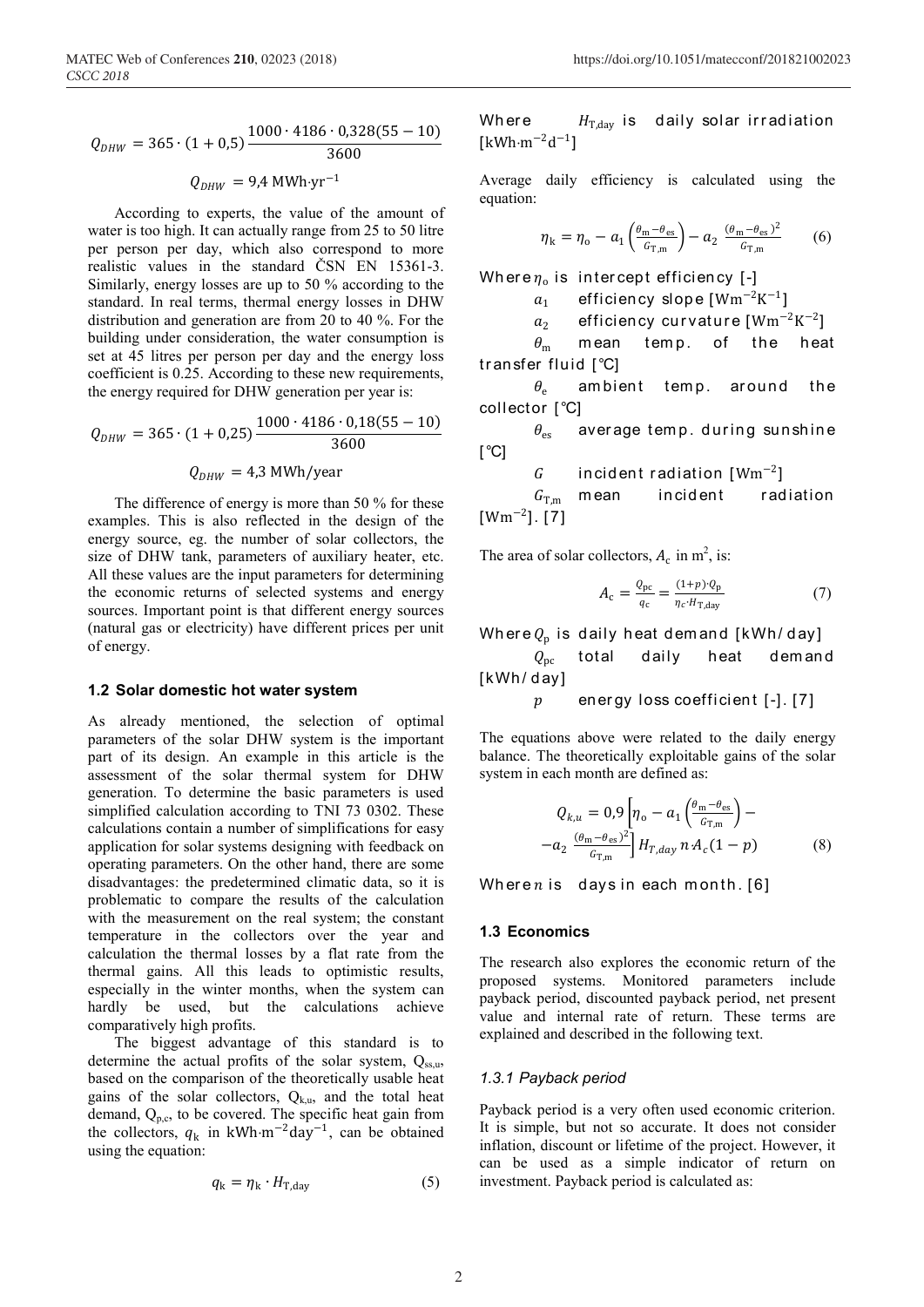$$Q_{DHW} = 365 \cdot (1 + 0{,}5) \frac{1000 \cdot 4186 \cdot 0{,}328(55 - 10)}{3600}$$

$$Q_{DHW} = 9{,}4 \text{ MWh}\cdot\text{yr}^{-1}$$

According to experts, the value of the amount of water is too high. It can actually range from 25 to 50 litre per person per day, which also correspond to more realistic values in the standard ČSN EN 15361-3. Similarly, energy losses are up to 50 % according to the standard. In real terms, thermal energy losses in DHW distribution and generation are from 20 to 40 %. For the building under consideration, the water consumption is set at 45 litres per person per day and the energy loss coefficient is 0.25. According to these new requirements, the energy required for DHW generation per year is:

$$Q_{DHW} = 365 \cdot (1 + 0{,}25) \frac{1000 \cdot 4186 \cdot 0{,}18(55 - 10)}{3600}$$

$$Q_{DHW} = 4{,}3 \text{ MWh/year}$$

The difference of energy is more than 50 % for these examples. This is also reflected in the design of the energy source, eg. the number of solar collectors, the size of DHW tank, parameters of auxiliary heater, etc. All these values are the input parameters for determining the economic returns of selected systems and energy sources. Important point is that different energy sources (natural gas or electricity) have different prices per unit of energy.

### 1.2 Solar domestic hot water system

As already mentioned, the selection of optimal parameters of the solar DHW system is the important part of its design. An example in this article is the assessment of the solar thermal system for DHW generation. To determine the basic parameters is used simplified calculation according to TNI 73 0302. These calculations contain a number of simplifications for easy application for solar systems designing with feedback on operating parameters. On the other hand, there are some disadvantages: the predetermined climatic data, so it is problematic to compare the results of the calculation with the measurement on the real system; the constant temperature in the collectors over the year and calculation the thermal losses by a flat rate from the thermal gains. All this leads to optimistic results, especially in the winter months, when the system can hardly be used, but the calculations achieve comparatively high profits.

The biggest advantage of this standard is to determine the actual profits of the solar system, $Q_{ss,u}$, based on the comparison of the theoretically usable heat gains of the solar collectors, $Q_{k,u}$, and the total heat demand, $Q_{p,c}$, to be covered. The specific heat gain from the collectors, $q_k$ in $\text{kWh}\cdot\text{m}^{-2}\text{day}^{-1}$, can be obtained using the equation:

$$q_k = \eta_k \cdot H_{T,day} \tag{5}$$

Where $H_{T,day}$ is daily solar irradiation $[\text{kWh}\cdot\text{m}^{-2}\text{d}^{-1}]$

Average daily efficiency is calculated using the equation:

$$\eta_k = \eta_o - a_1\left(\frac{\theta_m - \theta_{es}}{G_{T,m}}\right) - a_2 \frac{(\theta_m - \theta_{es})^2}{G_{T,m}} \tag{6}$$

Where $\eta_o$ is intercept efficiency [-]

- $a_1$ efficiency slope $[\text{Wm}^{-2}\text{K}^{-1}]$
- $a_2$ efficiency curvature $[\text{Wm}^{-2}\text{K}^{-2}]$
- $\theta_m$ mean temp. of the heat transfer fluid [°C]
- $\theta_e$ ambient temp. around the collector [°C]
- $\theta_{es}$ average temp. during sunshine [°C]
- $G$ incident radiation $[\text{Wm}^{-2}]$
- $G_{T,m}$ mean incident radiation $[\text{Wm}^{-2}]$. [7]

The area of solar collectors, $A_c$ in $\text{m}^2$, is:

$$A_c = \frac{Q_{pc}}{q_c} = \frac{(1+p)\cdot Q_p}{\eta_c \cdot H_{T,day}} \tag{7}$$

Where $Q_p$ is daily heat demand [kWh/day]

- $Q_{pc}$ total daily heat demand [kWh/day]
- $p$ energy loss coefficient [-]. [7]

The equations above were related to the daily energy balance. The theoretically exploitable gains of the solar system in each month are defined as:

$$Q_{k,u} = 0{,}9\left[\eta_o - a_1\left(\frac{\theta_m - \theta_{es}}{G_{T,m}}\right) - a_2 \frac{(\theta_m - \theta_{es})^2}{G_{T,m}}\right] H_{T,day}\, n \cdot A_c (1 - p) \tag{8}$$

Where $n$ is days in each month. [6]

### 1.3 Economics

The research also explores the economic return of the proposed systems. Monitored parameters include payback period, discounted payback period, net present value and internal rate of return. These terms are explained and described in the following text.

#### 1.3.1 Payback period

Payback period is a very often used economic criterion. It is simple, but not so accurate. It does not consider inflation, discount or lifetime of the project. However, it can be used as a simple indicator of return on investment. Payback period is calculated as: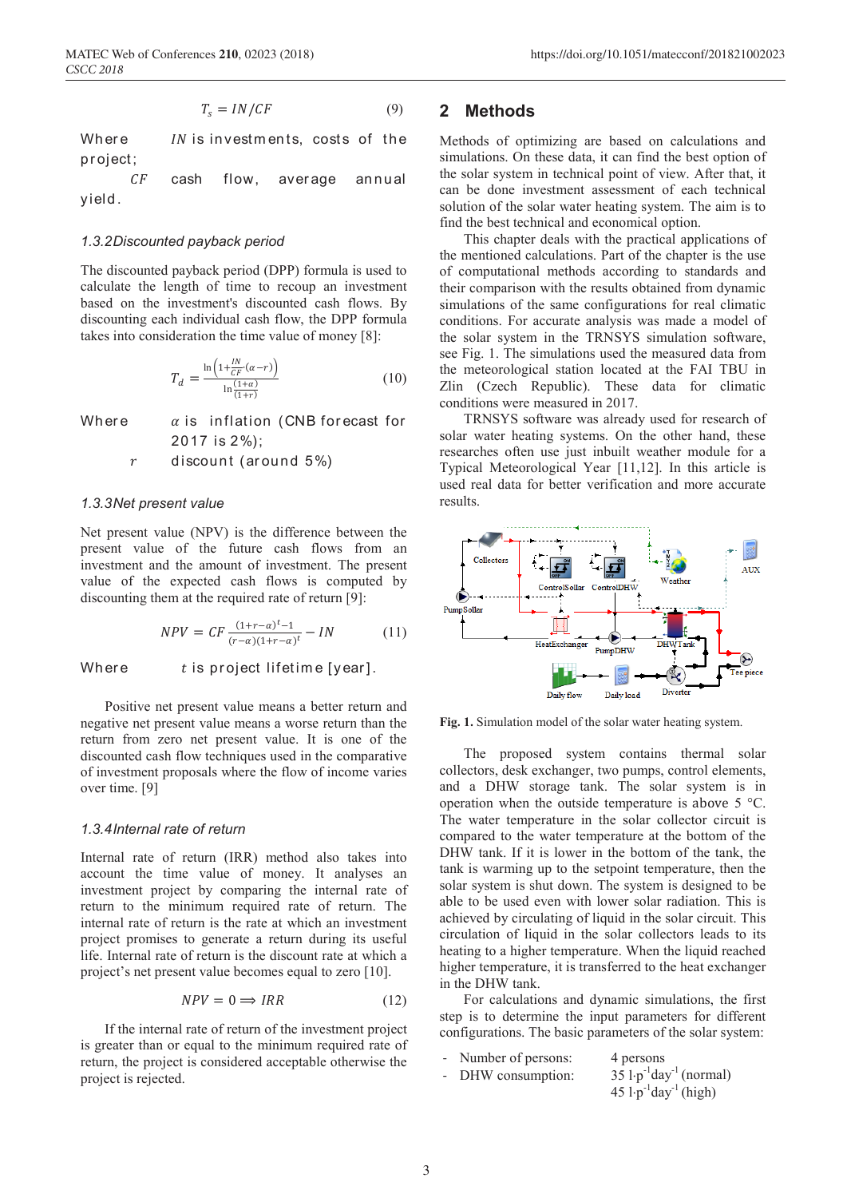$$T_s = IN/CF \tag{9}$$

Where $IN$ is investments, costs of the project;

$CF$ cash flow, average annual yield.

### 1.3.2 Discounted payback period

The discounted payback period (DPP) formula is used to calculate the length of time to recoup an investment based on the investment's discounted cash flows. By discounting each individual cash flow, the DPP formula takes into consideration the time value of money [8]:

$$T_d = \frac{\ln\left(1+\frac{IN}{CF}\cdot(\alpha - r)\right)}{\ln\frac{(1+\alpha)}{(1+r)}} \tag{10}$$

Where $\alpha$ is inflation (CNB forecast for 2017 is 2%);

$r$ discount (around 5%)

### 1.3.3 Net present value

Net present value (NPV) is the difference between the present value of the future cash flows from an investment and the amount of investment. The present value of the expected cash flows is computed by discounting them at the required rate of return [9]:

$$NPV = CF\,\frac{(1+r-\alpha)^t - 1}{(r-\alpha)(1+r-\alpha)^t} - IN \tag{11}$$

Where $t$ is project lifetime [year].

Positive net present value means a better return and negative net present value means a worse return than the return from zero net present value. It is one of the discounted cash flow techniques used in the comparative of investment proposals where the flow of income varies over time. [9]

### 1.3.4 Internal rate of return

Internal rate of return (IRR) method also takes into account the time value of money. It analyses an investment project by comparing the internal rate of return to the minimum required rate of return. The internal rate of return is the rate at which an investment project promises to generate a return during its useful life. Internal rate of return is the discount rate at which a project's net present value becomes equal to zero [10].

$$NPV = 0 \Longrightarrow IRR \tag{12}$$

If the internal rate of return of the investment project is greater than or equal to the minimum required rate of return, the project is considered acceptable otherwise the project is rejected.

## 2 Methods

Methods of optimizing are based on calculations and simulations. On these data, it can find the best option of the solar system in technical point of view. After that, it can be done investment assessment of each technical solution of the solar water heating system. The aim is to find the best technical and economical option.

This chapter deals with the practical applications of the mentioned calculations. Part of the chapter is the use of computational methods according to standards and their comparison with the results obtained from dynamic simulations of the same configurations for real climatic conditions. For accurate analysis was made a model of the solar system in the TRNSYS simulation software, see Fig. 1. The simulations used the measured data from the meteorological station located at the FAI TBU in Zlin (Czech Republic). These data for climatic conditions were measured in 2017.

TRNSYS software was already used for research of solar water heating systems. On the other hand, these researches often use just inbuilt weather module for a Typical Meteorological Year [11,12]. In this article is used real data for better verification and more accurate results.

**Fig. 1.** Simulation model of the solar water heating system.

The proposed system contains thermal solar collectors, desk exchanger, two pumps, control elements, and a DHW storage tank. The solar system is in operation when the outside temperature is above 5 °C. The water temperature in the solar collector circuit is compared to the water temperature at the bottom of the DHW tank. If it is lower in the bottom of the tank, the tank is warming up to the setpoint temperature, then the solar system is shut down. The system is designed to be able to be used even with lower solar radiation. This is achieved by circulating of liquid in the solar circuit. This circulation of liquid in the solar collectors leads to its heating to a higher temperature. When the liquid reached higher temperature, it is transferred to the heat exchanger in the DHW tank.

For calculations and dynamic simulations, the first step is to determine the input parameters for different configurations. The basic parameters of the solar system:

- Number of persons: 4 persons
- DHW consumption: 35 $\mathrm{l{\cdot}p^{-1}day^{-1}}$ (normal)
  45 $\mathrm{l{\cdot}p^{-1}day^{-1}}$ (high)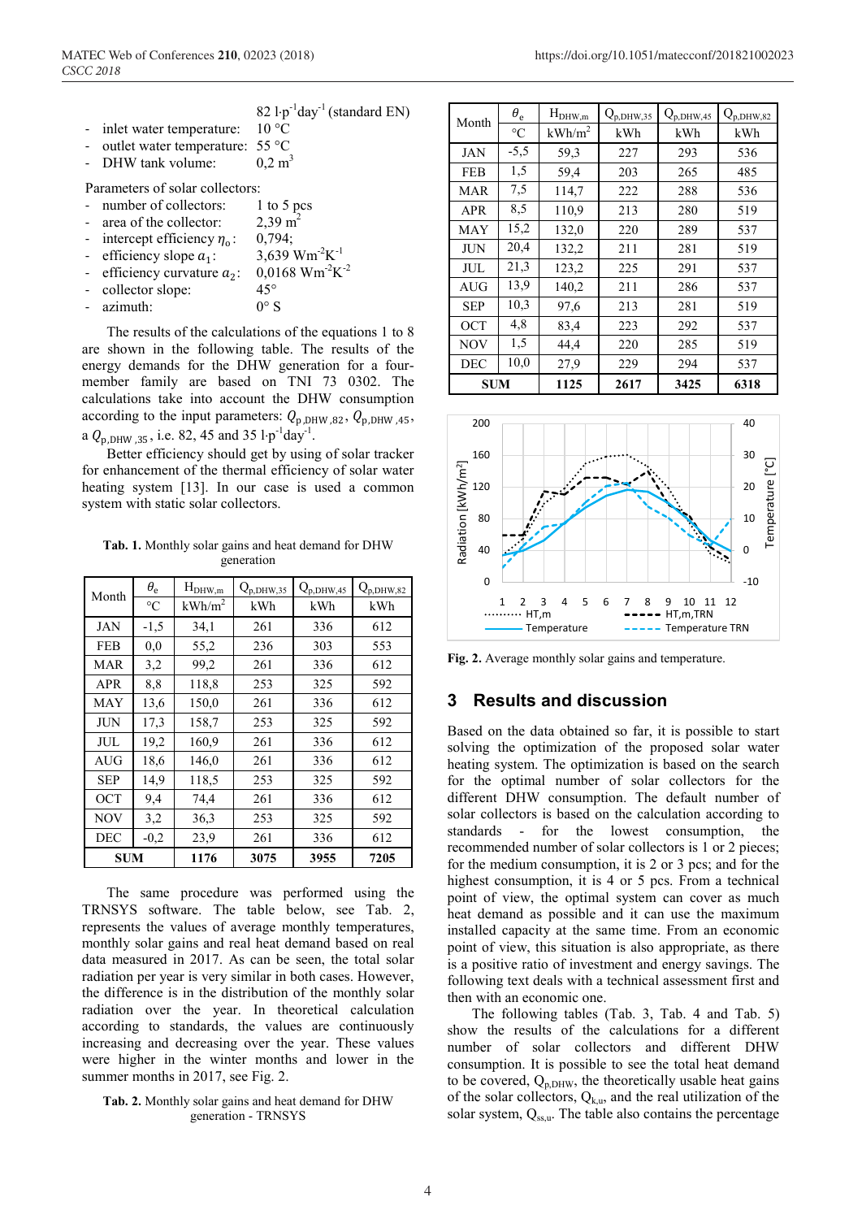82 l·p$^{-1}$day$^{-1}$ (standard EN)

- inlet water temperature: 10 °C
- outlet water temperature: 55 °C
- DHW tank volume: 0,2 m$^3$

Parameters of solar collectors:

- number of collectors: 1 to 5 pcs
- area of the collector: 2,39 m$^2$
- intercept efficiency $\eta_0$: 0,794;
- efficiency slope $a_1$: 3,639 Wm$^{-2}$K$^{-1}$
- efficiency curvature $a_2$: 0,0168 Wm$^{-2}$K$^{-2}$
- collector slope: 45°
- azimuth: 0° S

The results of the calculations of the equations 1 to 8 are shown in the following table. The results of the energy demands for the DHW generation for a four-member family are based on TNI 73 0302. The calculations take into account the DHW consumption according to the input parameters: $Q_{p,DHW,82}$, $Q_{p,DHW,45}$, a $Q_{p,DHW,35}$, i.e. 82, 45 and 35 l·p$^{-1}$day$^{-1}$.

Better efficiency should get by using of solar tracker for enhancement of the thermal efficiency of solar water heating system [13]. In our case is used a common system with static solar collectors.

**Tab. 1.** Monthly solar gains and heat demand for DHW generation

| Month | $\theta_e$ | $H_{DHW,m}$ | $Q_{p,DHW,35}$ | $Q_{p,DHW,45}$ | $Q_{p,DHW,82}$ |
|---|---|---|---|---|---|
| | °C | kWh/m$^2$ | kWh | kWh | kWh |
| JAN | -1,5 | 34,1 | 261 | 336 | 612 |
| FEB | 0,0 | 55,2 | 236 | 303 | 553 |
| MAR | 3,2 | 99,2 | 261 | 336 | 612 |
| APR | 8,8 | 118,8 | 253 | 325 | 592 |
| MAY | 13,6 | 150,0 | 261 | 336 | 612 |
| JUN | 17,3 | 158,7 | 253 | 325 | 592 |
| JUL | 19,2 | 160,9 | 261 | 336 | 612 |
| AUG | 18,6 | 146,0 | 261 | 336 | 612 |
| SEP | 14,9 | 118,5 | 253 | 325 | 592 |
| OCT | 9,4 | 74,4 | 261 | 336 | 612 |
| NOV | 3,2 | 36,3 | 253 | 325 | 592 |
| DEC | -0,2 | 23,9 | 261 | 336 | 612 |
| **SUM** | | **1176** | **3075** | **3955** | **7205** |

The same procedure was performed using the TRNSYS software. The table below, see Tab. 2, represents the values of average monthly temperatures, monthly solar gains and real heat demand based on real data measured in 2017. As can be seen, the total solar radiation per year is very similar in both cases. However, the difference is in the distribution of the monthly solar radiation over the year. In theoretical calculation according to standards, the values are continuously increasing and decreasing over the year. These values were higher in the winter months and lower in the summer months in 2017, see Fig. 2.

**Tab. 2.** Monthly solar gains and heat demand for DHW generation - TRNSYS

| Month | $\theta_e$ | $H_{DHW,m}$ | $Q_{p,DHW,35}$ | $Q_{p,DHW,45}$ | $Q_{p,DHW,82}$ |
|---|---|---|---|---|---|
| | °C | kWh/m$^2$ | kWh | kWh | kWh |
| JAN | -5,5 | 59,3 | 227 | 293 | 536 |
| FEB | 1,5 | 59,4 | 203 | 265 | 485 |
| MAR | 7,5 | 114,7 | 222 | 288 | 536 |
| APR | 8,5 | 110,9 | 213 | 280 | 519 |
| MAY | 15,2 | 132,0 | 220 | 289 | 537 |
| JUN | 20,4 | 132,2 | 211 | 281 | 519 |
| JUL | 21,3 | 123,2 | 225 | 291 | 537 |
| AUG | 13,9 | 140,2 | 211 | 286 | 537 |
| SEP | 10,3 | 97,6 | 213 | 281 | 519 |
| OCT | 4,8 | 83,4 | 223 | 292 | 537 |
| NOV | 1,5 | 44,4 | 220 | 285 | 519 |
| DEC | 10,0 | 27,9 | 229 | 294 | 537 |
| **SUM** | | **1125** | **2617** | **3425** | **6318** |

**Fig. 2.** Average monthly solar gains and temperature.

## 3 Results and discussion

Based on the data obtained so far, it is possible to start solving the optimization of the proposed solar water heating system. The optimization is based on the search for the optimal number of solar collectors for the different DHW consumption. The default number of solar collectors is based on the calculation according to standards - for the lowest consumption, the recommended number of solar collectors is 1 or 2 pieces; for the medium consumption, it is 2 or 3 pcs; and for the highest consumption, it is 4 or 5 pcs. From a technical point of view, the optimal system can cover as much heat demand as possible and it can use the maximum installed capacity at the same time. From an economic point of view, this situation is also appropriate, as there is a positive ratio of investment and energy savings. The following text deals with a technical assessment first and then with an economic one.

The following tables (Tab. 3, Tab. 4 and Tab. 5) show the results of the calculations for a different number of solar collectors and different DHW consumption. It is possible to see the total heat demand to be covered, $Q_{p,DHW}$, the theoretically usable heat gains of the solar collectors, $Q_{k,u}$, and the real utilization of the solar system, $Q_{ss,u}$. The table also contains the percentage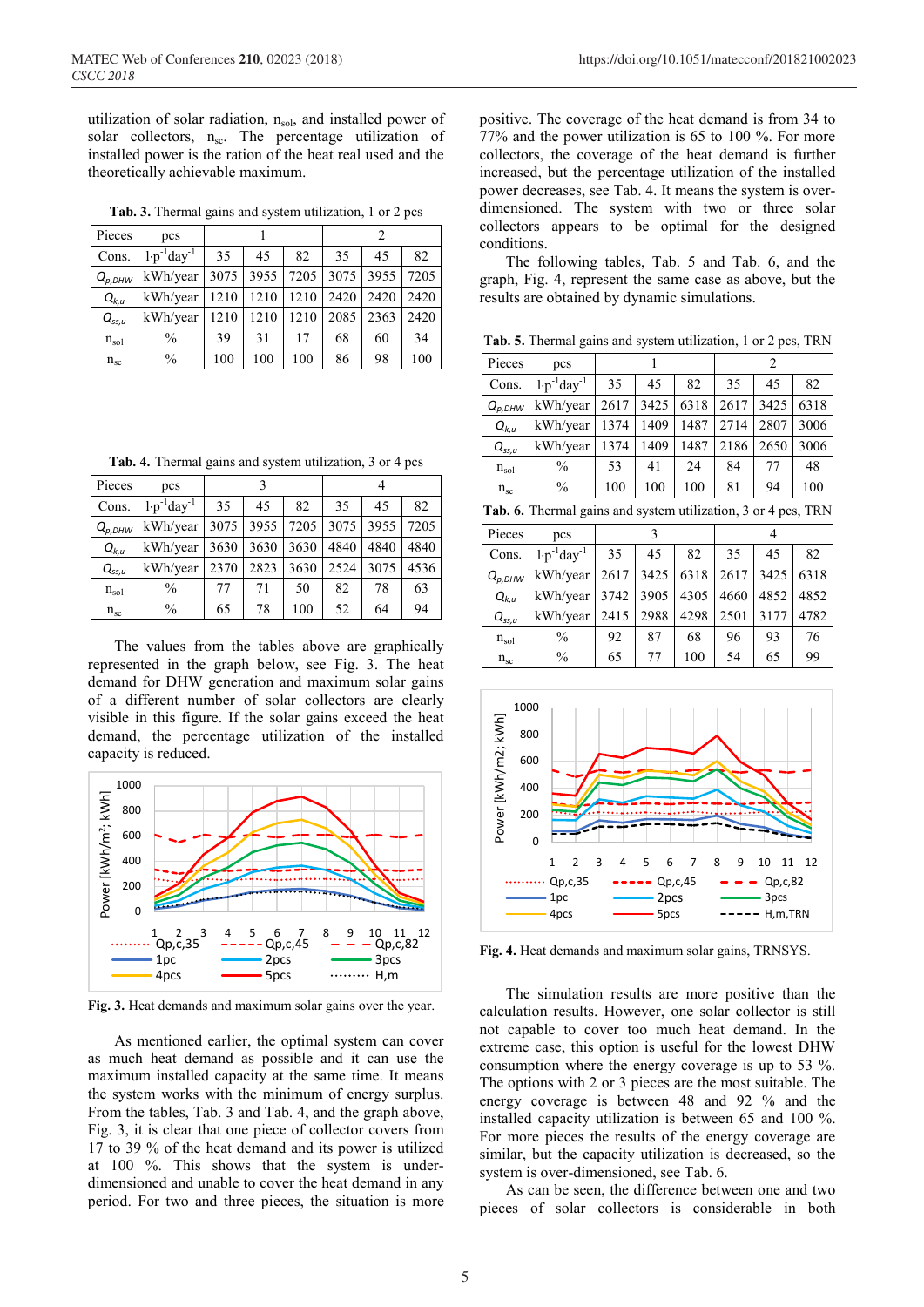utilization of solar radiation, $n_{sol}$, and installed power of solar collectors, $n_{sc}$. The percentage utilization of installed power is the ration of the heat real used and the theoretically achievable maximum.

**Tab. 3.** Thermal gains and system utilization, 1 or 2 pcs

| Pieces | pcs | 1 | | | 2 | | |
|---|---|---|---|---|---|---|---|
| Cons. | $l \cdot p^{-1}day^{-1}$ | 35 | 45 | 82 | 35 | 45 | 82 |
| $Q_{p,DHW}$ | kWh/year | 3075 | 3955 | 7205 | 3075 | 3955 | 7205 |
| $Q_{k,u}$ | kWh/year | 1210 | 1210 | 1210 | 2420 | 2420 | 2420 |
| $Q_{ss,u}$ | kWh/year | 1210 | 1210 | 1210 | 2085 | 2363 | 2420 |
| $n_{sol}$ | % | 39 | 31 | 17 | 68 | 60 | 34 |
| $n_{sc}$ | % | 100 | 100 | 100 | 86 | 98 | 100 |

**Tab. 4.** Thermal gains and system utilization, 3 or 4 pcs

| Pieces | pcs | 3 | | | 4 | | |
|---|---|---|---|---|---|---|---|
| Cons. | $l \cdot p^{-1}day^{-1}$ | 35 | 45 | 82 | 35 | 45 | 82 |
| $Q_{p,DHW}$ | kWh/year | 3075 | 3955 | 7205 | 3075 | 3955 | 7205 |
| $Q_{k,u}$ | kWh/year | 3630 | 3630 | 3630 | 4840 | 4840 | 4840 |
| $Q_{ss,u}$ | kWh/year | 2370 | 2823 | 3630 | 2524 | 3075 | 4536 |
| $n_{sol}$ | % | 77 | 71 | 50 | 82 | 78 | 63 |
| $n_{sc}$ | % | 65 | 78 | 100 | 52 | 64 | 94 |

The values from the tables above are graphically represented in the graph below, see Fig. 3. The heat demand for DHW generation and maximum solar gains of a different number of solar collectors are clearly visible in this figure. If the solar gains exceed the heat demand, the percentage utilization of the installed capacity is reduced.

**Fig. 3.** Heat demands and maximum solar gains over the year.

As mentioned earlier, the optimal system can cover as much heat demand as possible and it can use the maximum installed capacity at the same time. It means the system works with the minimum of energy surplus. From the tables, Tab. 3 and Tab. 4, and the graph above, Fig. 3, it is clear that one piece of collector covers from 17 to 39 % of the heat demand and its power is utilized at 100 %. This shows that the system is under-dimensioned and unable to cover the heat demand in any period. For two and three pieces, the situation is more positive. The coverage of the heat demand is from 34 to 77% and the power utilization is 65 to 100 %. For more collectors, the coverage of the heat demand is further increased, but the percentage utilization of the installed power decreases, see Tab. 4. It means the system is over-dimensioned. The system with two or three solar collectors appears to be optimal for the designed conditions.

The following tables, Tab. 5 and Tab. 6, and the graph, Fig. 4, represent the same case as above, but the results are obtained by dynamic simulations.

**Tab. 5.** Thermal gains and system utilization, 1 or 2 pcs, TRN

| Pieces | pcs | 1 | | | 2 | | |
|---|---|---|---|---|---|---|---|
| Cons. | $l \cdot p^{-1}day^{-1}$ | 35 | 45 | 82 | 35 | 45 | 82 |
| $Q_{p,DHW}$ | kWh/year | 2617 | 3425 | 6318 | 2617 | 3425 | 6318 |
| $Q_{k,u}$ | kWh/year | 1374 | 1409 | 1487 | 2714 | 2807 | 3006 |
| $Q_{ss,u}$ | kWh/year | 1374 | 1409 | 1487 | 2186 | 2650 | 3006 |
| $n_{sol}$ | % | 53 | 41 | 24 | 84 | 77 | 48 |
| $n_{sc}$ | % | 100 | 100 | 100 | 81 | 94 | 100 |

**Tab. 6.** Thermal gains and system utilization, 3 or 4 pcs, TRN

| Pieces | pcs | 3 | | | 4 | | |
|---|---|---|---|---|---|---|---|
| Cons. | $l \cdot p^{-1}day^{-1}$ | 35 | 45 | 82 | 35 | 45 | 82 |
| $Q_{p,DHW}$ | kWh/year | 2617 | 3425 | 6318 | 2617 | 3425 | 6318 |
| $Q_{k,u}$ | kWh/year | 3742 | 3905 | 4305 | 4660 | 4852 | 4852 |
| $Q_{ss,u}$ | kWh/year | 2415 | 2988 | 4298 | 2501 | 3177 | 4782 |
| $n_{sol}$ | % | 92 | 87 | 68 | 96 | 93 | 76 |
| $n_{sc}$ | % | 65 | 77 | 100 | 54 | 65 | 99 |

**Fig. 4.** Heat demands and maximum solar gains, TRNSYS.

The simulation results are more positive than the calculation results. However, one solar collector is still not capable to cover too much heat demand. In the extreme case, this option is useful for the lowest DHW consumption where the energy coverage is up to 53 %. The options with 2 or 3 pieces are the most suitable. The energy coverage is between 48 and 92 % and the installed capacity utilization is between 65 and 100 %. For more pieces the results of the energy coverage are similar, but the capacity utilization is decreased, so the system is over-dimensioned, see Tab. 6.

As can be seen, the difference between one and two pieces of solar collectors is considerable in both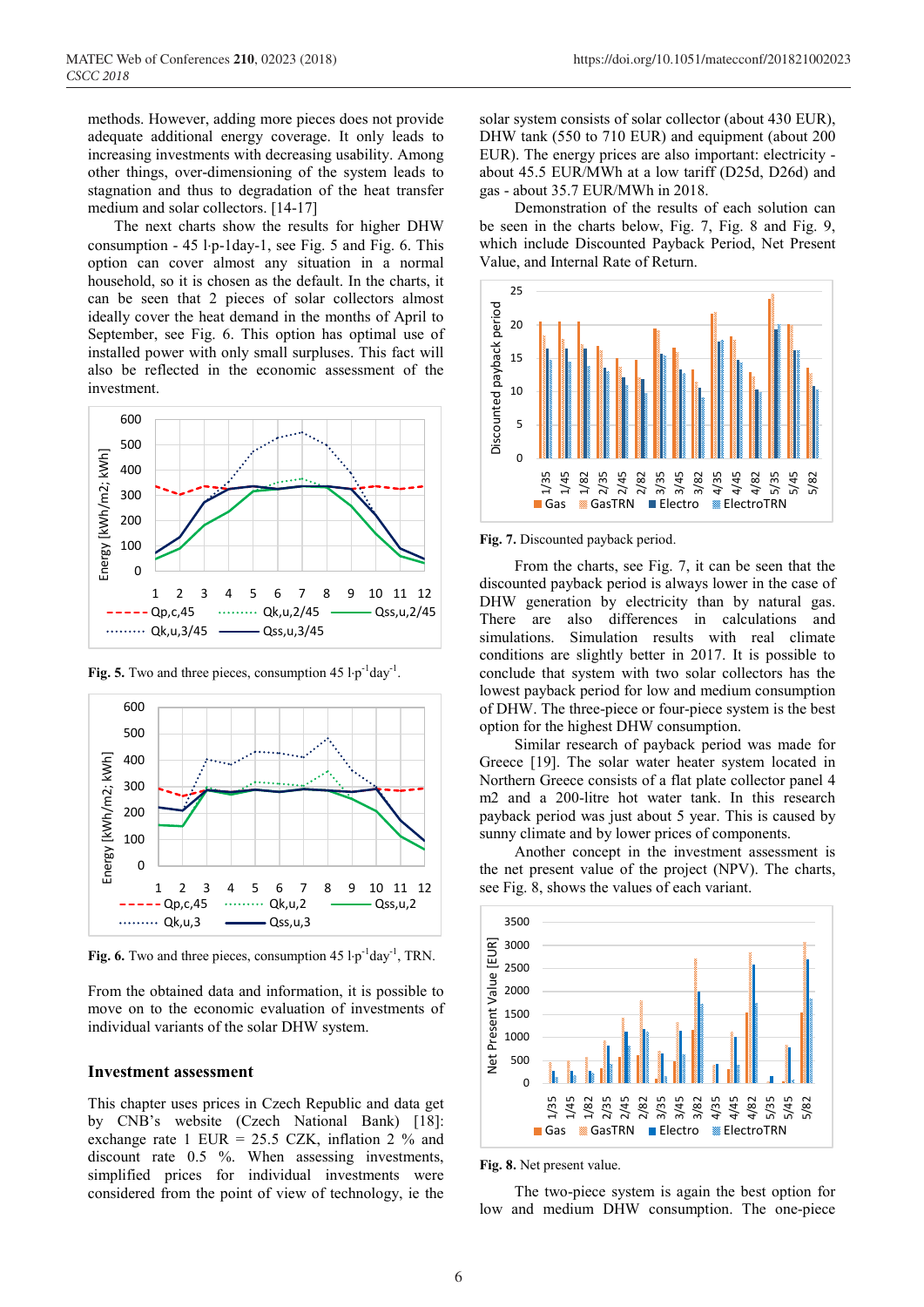methods. However, adding more pieces does not provide adequate additional energy coverage. It only leads to increasing investments with decreasing usability. Among other things, over-dimensioning of the system leads to stagnation and thus to degradation of the heat transfer medium and solar collectors. [14-17]

The next charts show the results for higher DHW consumption - 45 l·p-1day-1, see Fig. 5 and Fig. 6. This option can cover almost any situation in a normal household, so it is chosen as the default. In the charts, it can be seen that 2 pieces of solar collectors almost ideally cover the heat demand in the months of April to September, see Fig. 6. This option has optimal use of installed power with only small surpluses. This fact will also be reflected in the economic assessment of the investment.

**Fig. 5.** Two and three pieces, consumption 45 l·p$^{-1}$day$^{-1}$.

**Fig. 6.** Two and three pieces, consumption 45 l·p$^{-1}$day$^{-1}$, TRN.

From the obtained data and information, it is possible to move on to the economic evaluation of investments of individual variants of the solar DHW system.

## Investment assessment

This chapter uses prices in Czech Republic and data get by CNB's website (Czech National Bank) [18]: exchange rate 1 EUR = 25.5 CZK, inflation 2 % and discount rate 0.5 %. When assessing investments, simplified prices for individual investments were considered from the point of view of technology, ie the solar system consists of solar collector (about 430 EUR), DHW tank (550 to 710 EUR) and equipment (about 200 EUR). The energy prices are also important: electricity - about 45.5 EUR/MWh at a low tariff (D25d, D26d) and gas - about 35.7 EUR/MWh in 2018.

Demonstration of the results of each solution can be seen in the charts below, Fig. 7, Fig. 8 and Fig. 9, which include Discounted Payback Period, Net Present Value, and Internal Rate of Return.

**Fig. 7.** Discounted payback period.

From the charts, see Fig. 7, it can be seen that the discounted payback period is always lower in the case of DHW generation by electricity than by natural gas. There are also differences in calculations and simulations. Simulation results with real climate conditions are slightly better in 2017. It is possible to conclude that system with two solar collectors has the lowest payback period for low and medium consumption of DHW. The three-piece or four-piece system is the best option for the highest DHW consumption.

Similar research of payback period was made for Greece [19]. The solar water heater system located in Northern Greece consists of a flat plate collector panel 4 m2 and a 200-litre hot water tank. In this research payback period was just about 5 year. This is caused by sunny climate and by lower prices of components.

Another concept in the investment assessment is the net present value of the project (NPV). The charts, see Fig. 8, shows the values of each variant.

**Fig. 8.** Net present value.

The two-piece system is again the best option for low and medium DHW consumption. The one-piece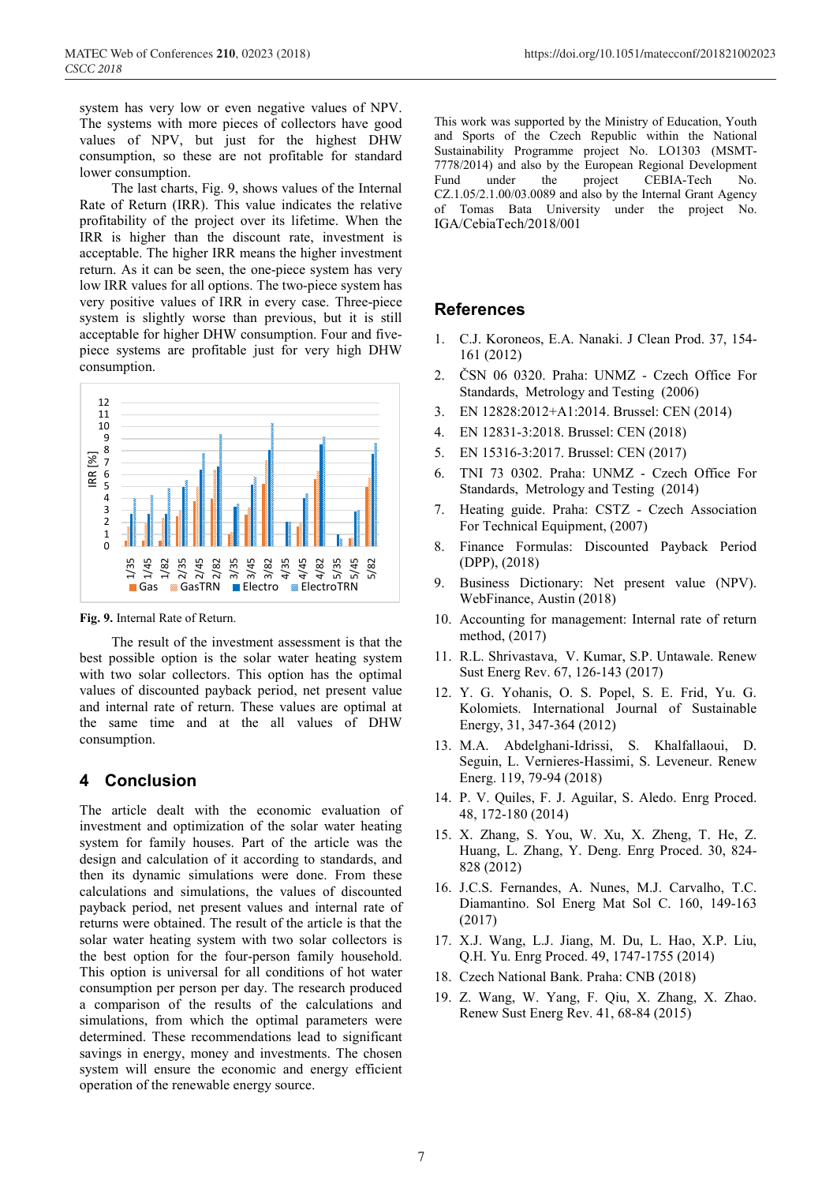system has very low or even negative values of NPV. The systems with more pieces of collectors have good values of NPV, but just for the highest DHW consumption, so these are not profitable for standard lower consumption.

The last charts, Fig. 9, shows values of the Internal Rate of Return (IRR). This value indicates the relative profitability of the project over its lifetime. When the IRR is higher than the discount rate, investment is acceptable. The higher IRR means the higher investment return. As it can be seen, the one-piece system has very low IRR values for all options. The two-piece system has very positive values of IRR in every case. Three-piece system is slightly worse than previous, but it is still acceptable for higher DHW consumption. Four and five-piece systems are profitable just for very high DHW consumption.

IRR [%]
12
11
10
9
8
7
6
5
4
3
2
1
0
1/35 1/45 1/82 2/35 2/45 2/82 3/35 3/45 3/82 4/35 4/45 4/82 5/35 5/45 5/82
Gas GasTRN Electro ElectroTRN

**Fig. 9.** Internal Rate of Return.

The result of the investment assessment is that the best possible option is the solar water heating system with two solar collectors. This option has the optimal values of discounted payback period, net present value and internal rate of return. These values are optimal at the same time and at the all values of DHW consumption.

## 4 Conclusion

The article dealt with the economic evaluation of investment and optimization of the solar water heating system for family houses. Part of the article was the design and calculation of it according to standards, and then its dynamic simulations were done. From these calculations and simulations, the values of discounted payback period, net present values and internal rate of returns were obtained. The result of the article is that the solar water heating system with two solar collectors is the best option for the four-person family household. This option is universal for all conditions of hot water consumption per person per day. The research produced a comparison of the results of the calculations and simulations, from which the optimal parameters were determined. These recommendations lead to significant savings in energy, money and investments. The chosen system will ensure the economic and energy efficient operation of the renewable energy source.

This work was supported by the Ministry of Education, Youth and Sports of the Czech Republic within the National Sustainability Programme project No. LO1303 (MSMT-7778/2014) and also by the European Regional Development Fund under the project CEBIA-Tech No. CZ.1.05/2.1.00/03.0089 and also by the Internal Grant Agency of Tomas Bata University under the project No. IGA/CebiaTech/2018/001

## References

1. C.J. Koroneos, E.A. Nanaki. J Clean Prod. 37, 154-161 (2012)
2. ČSN 06 0320. Praha: UNMZ - Czech Office For Standards, Metrology and Testing (2006)
3. EN 12828:2012+A1:2014. Brussel: CEN (2014)
4. EN 12831-3:2018. Brussel: CEN (2018)
5. EN 15316-3:2017. Brussel: CEN (2017)
6. TNI 73 0302. Praha: UNMZ - Czech Office For Standards, Metrology and Testing (2014)
7. Heating guide. Praha: CSTZ - Czech Association For Technical Equipment, (2007)
8. Finance Formulas: Discounted Payback Period (DPP), (2018)
9. Business Dictionary: Net present value (NPV). WebFinance, Austin (2018)
10. Accounting for management: Internal rate of return method, (2017)
11. R.L. Shrivastava, V. Kumar, S.P. Untawale. Renew Sust Energ Rev. 67, 126-143 (2017)
12. Y. G. Yohanis, O. S. Popel, S. E. Frid, Yu. G. Kolomiets. International Journal of Sustainable Energy, 31, 347-364 (2012)
13. M.A. Abdelghani-Idrissi, S. Khalfallaoui, D. Seguin, L. Vernieres-Hassimi, S. Leveneur. Renew Energ. 119, 79-94 (2018)
14. P. V. Quiles, F. J. Aguilar, S. Aledo. Enrg Proced. 48, 172-180 (2014)
15. X. Zhang, S. You, W. Xu, X. Zheng, T. He, Z. Huang, L. Zhang, Y. Deng. Enrg Proced. 30, 824-828 (2012)
16. J.C.S. Fernandes, A. Nunes, M.J. Carvalho, T.C. Diamantino. Sol Energ Mat Sol C. 160, 149-163 (2017)
17. X.J. Wang, L.J. Jiang, M. Du, L. Hao, X.P. Liu, Q.H. Yu. Enrg Proced. 49, 1747-1755 (2014)
18. Czech National Bank. Praha: CNB (2018)
19. Z. Wang, W. Yang, F. Qiu, X. Zhang, X. Zhao. Renew Sust Energ Rev. 41, 68-84 (2015)